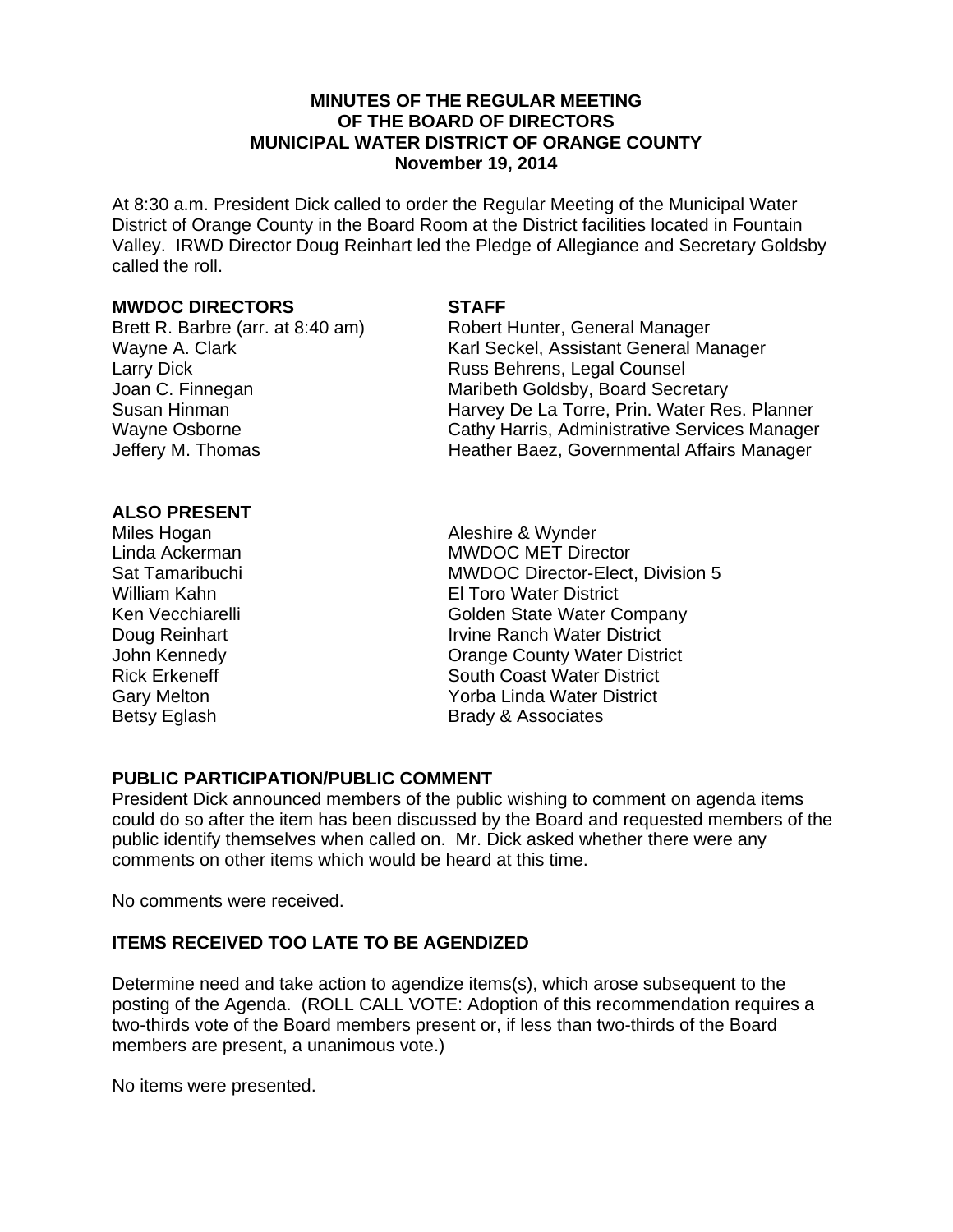**MINUTES OF THE REGULAR MEETING**
**OF THE BOARD OF DIRECTORS**
**MUNICIPAL WATER DISTRICT OF ORANGE COUNTY**
**November 19, 2014**

At 8:30 a.m. President Dick called to order the Regular Meeting of the Municipal Water District of Orange County in the Board Room at the District facilities located in Fountain Valley. IRWD Director Doug Reinhart led the Pledge of Allegiance and Secretary Goldsby called the roll.

| **MWDOC DIRECTORS** | **STAFF** |
|---|---|
| Brett R. Barbre (arr. at 8:40 am) | Robert Hunter, General Manager |
| Wayne A. Clark | Karl Seckel, Assistant General Manager |
| Larry Dick | Russ Behrens, Legal Counsel |
| Joan C. Finnegan | Maribeth Goldsby, Board Secretary |
| Susan Hinman | Harvey De La Torre, Prin. Water Res. Planner |
| Wayne Osborne | Cathy Harris, Administrative Services Manager |
| Jeffery M. Thomas | Heather Baez, Governmental Affairs Manager |

**ALSO PRESENT**

| | |
|---|---|
| Miles Hogan | Aleshire & Wynder |
| Linda Ackerman | MWDOC MET Director |
| Sat Tamaribuchi | MWDOC Director-Elect, Division 5 |
| William Kahn | El Toro Water District |
| Ken Vecchiarelli | Golden State Water Company |
| Doug Reinhart | Irvine Ranch Water District |
| John Kennedy | Orange County Water District |
| Rick Erkeneff | South Coast Water District |
| Gary Melton | Yorba Linda Water District |
| Betsy Eglash | Brady & Associates |

## PUBLIC PARTICIPATION/PUBLIC COMMENT

President Dick announced members of the public wishing to comment on agenda items could do so after the item has been discussed by the Board and requested members of the public identify themselves when called on. Mr. Dick asked whether there were any comments on other items which would be heard at this time.

No comments were received.

## ITEMS RECEIVED TOO LATE TO BE AGENDIZED

Determine need and take action to agendize items(s), which arose subsequent to the posting of the Agenda. (ROLL CALL VOTE: Adoption of this recommendation requires a two-thirds vote of the Board members present or, if less than two-thirds of the Board members are present, a unanimous vote.)

No items were presented.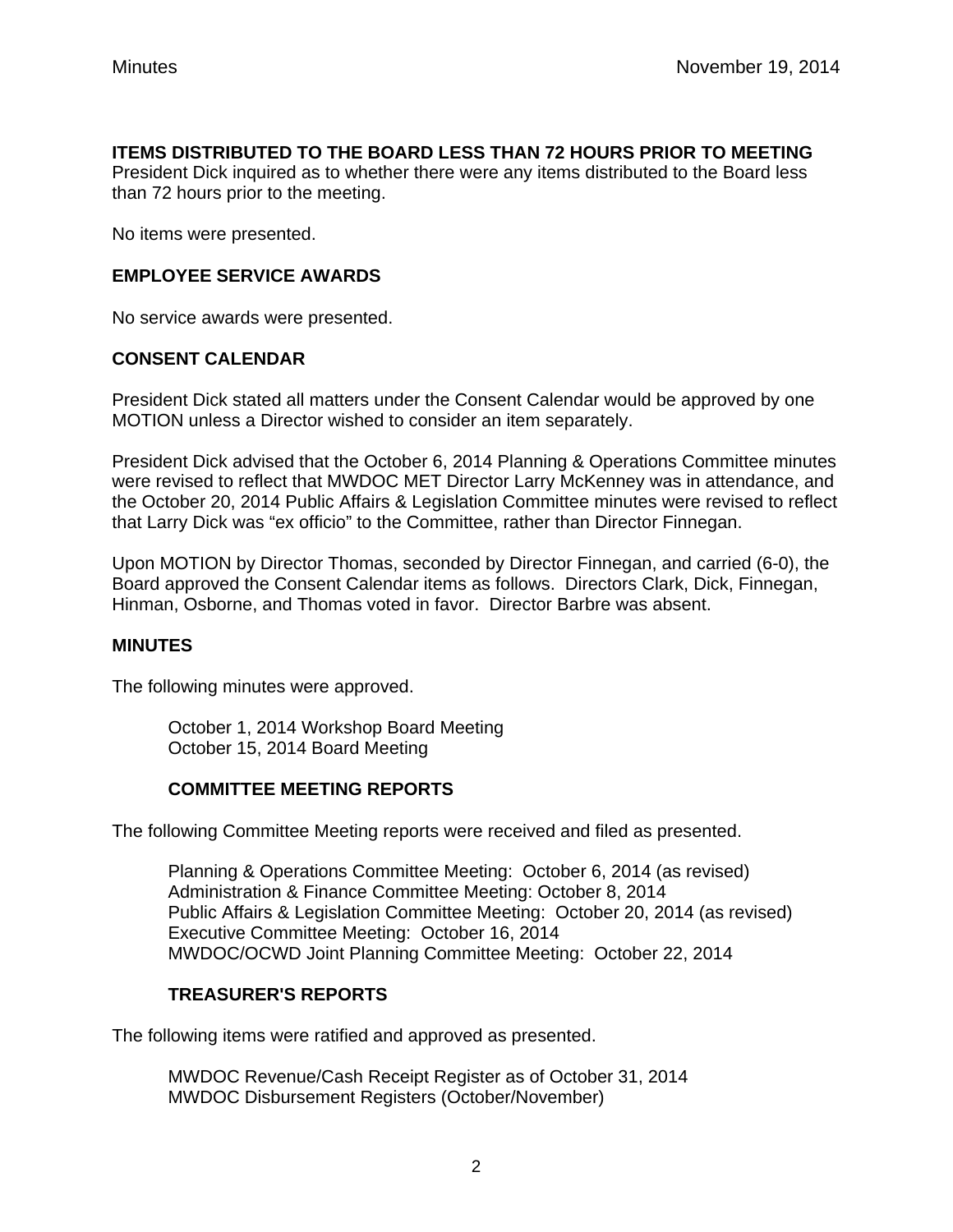**ITEMS DISTRIBUTED TO THE BOARD LESS THAN 72 HOURS PRIOR TO MEETING**

President Dick inquired as to whether there were any items distributed to the Board less than 72 hours prior to the meeting.

No items were presented.

**EMPLOYEE SERVICE AWARDS**

No service awards were presented.

**CONSENT CALENDAR**

President Dick stated all matters under the Consent Calendar would be approved by one MOTION unless a Director wished to consider an item separately.

President Dick advised that the October 6, 2014 Planning & Operations Committee minutes were revised to reflect that MWDOC MET Director Larry McKenney was in attendance, and the October 20, 2014 Public Affairs & Legislation Committee minutes were revised to reflect that Larry Dick was "ex officio" to the Committee, rather than Director Finnegan.

Upon MOTION by Director Thomas, seconded by Director Finnegan, and carried (6-0), the Board approved the Consent Calendar items as follows. Directors Clark, Dick, Finnegan, Hinman, Osborne, and Thomas voted in favor. Director Barbre was absent.

**MINUTES**

The following minutes were approved.

October 1, 2014 Workshop Board Meeting
October 15, 2014 Board Meeting

**COMMITTEE MEETING REPORTS**

The following Committee Meeting reports were received and filed as presented.

Planning & Operations Committee Meeting: October 6, 2014 (as revised)
Administration & Finance Committee Meeting: October 8, 2014
Public Affairs & Legislation Committee Meeting: October 20, 2014 (as revised)
Executive Committee Meeting: October 16, 2014
MWDOC/OCWD Joint Planning Committee Meeting: October 22, 2014

**TREASURER'S REPORTS**

The following items were ratified and approved as presented.

MWDOC Revenue/Cash Receipt Register as of October 31, 2014
MWDOC Disbursement Registers (October/November)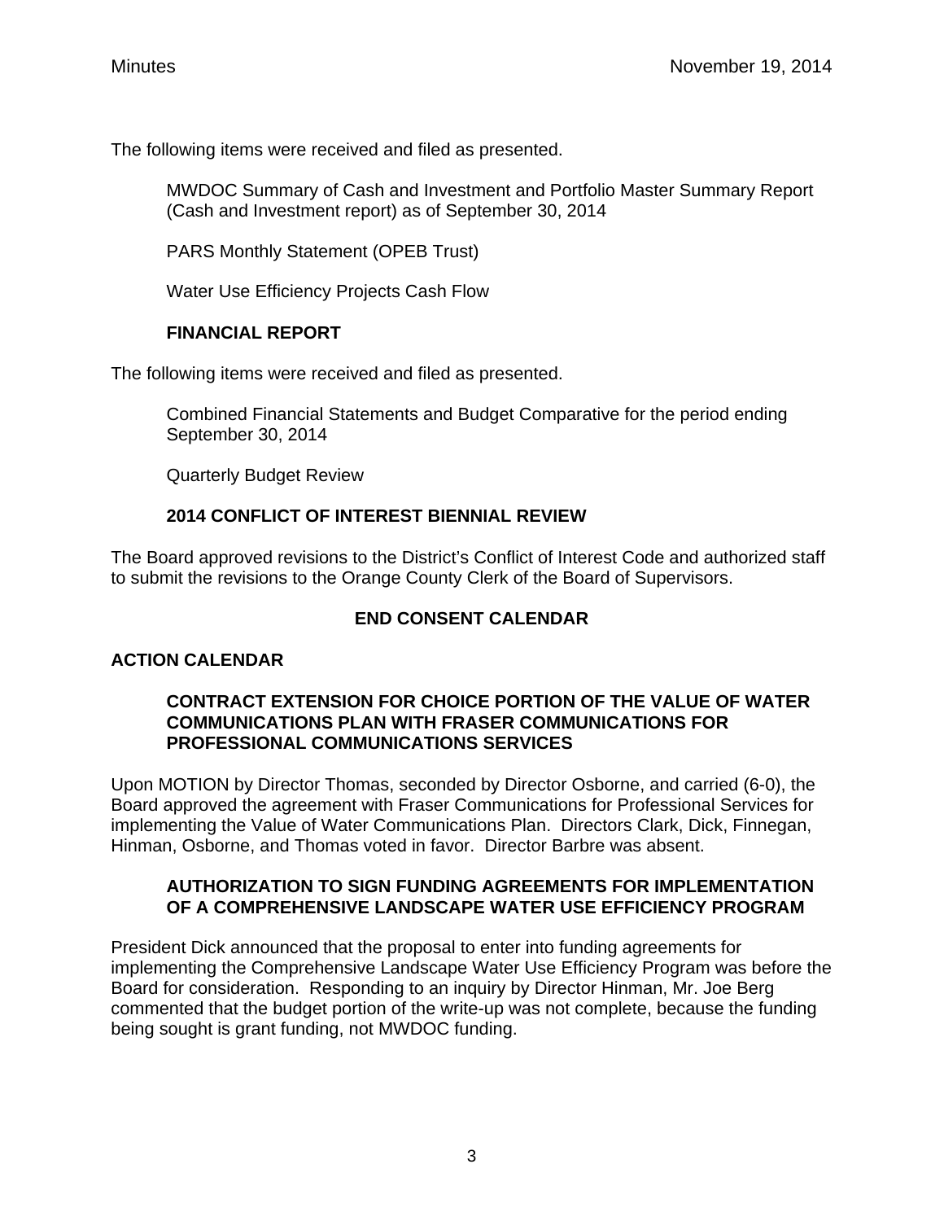The following items were received and filed as presented.

MWDOC Summary of Cash and Investment and Portfolio Master Summary Report (Cash and Investment report) as of September 30, 2014

PARS Monthly Statement (OPEB Trust)

Water Use Efficiency Projects Cash Flow

**FINANCIAL REPORT**

The following items were received and filed as presented.

Combined Financial Statements and Budget Comparative for the period ending September 30, 2014

Quarterly Budget Review

**2014 CONFLICT OF INTEREST BIENNIAL REVIEW**

The Board approved revisions to the District's Conflict of Interest Code and authorized staff to submit the revisions to the Orange County Clerk of the Board of Supervisors.

**END CONSENT CALENDAR**

**ACTION CALENDAR**

**CONTRACT EXTENSION FOR CHOICE PORTION OF THE VALUE OF WATER COMMUNICATIONS PLAN WITH FRASER COMMUNICATIONS FOR PROFESSIONAL COMMUNICATIONS SERVICES**

Upon MOTION by Director Thomas, seconded by Director Osborne, and carried (6-0), the Board approved the agreement with Fraser Communications for Professional Services for implementing the Value of Water Communications Plan. Directors Clark, Dick, Finnegan, Hinman, Osborne, and Thomas voted in favor. Director Barbre was absent.

**AUTHORIZATION TO SIGN FUNDING AGREEMENTS FOR IMPLEMENTATION OF A COMPREHENSIVE LANDSCAPE WATER USE EFFICIENCY PROGRAM**

President Dick announced that the proposal to enter into funding agreements for implementing the Comprehensive Landscape Water Use Efficiency Program was before the Board for consideration. Responding to an inquiry by Director Hinman, Mr. Joe Berg commented that the budget portion of the write-up was not complete, because the funding being sought is grant funding, not MWDOC funding.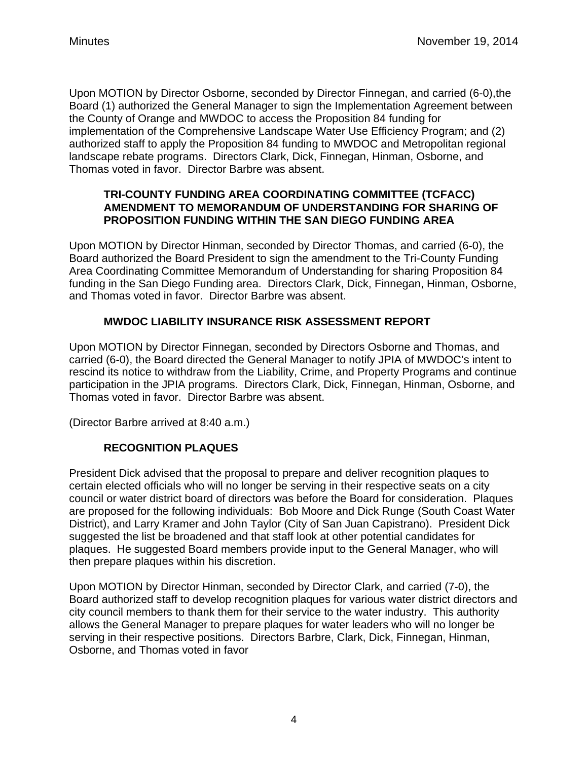Upon MOTION by Director Osborne, seconded by Director Finnegan, and carried (6-0),the Board (1) authorized the General Manager to sign the Implementation Agreement between the County of Orange and MWDOC to access the Proposition 84 funding for implementation of the Comprehensive Landscape Water Use Efficiency Program; and (2) authorized staff to apply the Proposition 84 funding to MWDOC and Metropolitan regional landscape rebate programs. Directors Clark, Dick, Finnegan, Hinman, Osborne, and Thomas voted in favor. Director Barbre was absent.

### TRI-COUNTY FUNDING AREA COORDINATING COMMITTEE (TCFACC) AMENDMENT TO MEMORANDUM OF UNDERSTANDING FOR SHARING OF PROPOSITION FUNDING WITHIN THE SAN DIEGO FUNDING AREA

Upon MOTION by Director Hinman, seconded by Director Thomas, and carried (6-0), the Board authorized the Board President to sign the amendment to the Tri-County Funding Area Coordinating Committee Memorandum of Understanding for sharing Proposition 84 funding in the San Diego Funding area. Directors Clark, Dick, Finnegan, Hinman, Osborne, and Thomas voted in favor. Director Barbre was absent.

### MWDOC LIABILITY INSURANCE RISK ASSESSMENT REPORT

Upon MOTION by Director Finnegan, seconded by Directors Osborne and Thomas, and carried (6-0), the Board directed the General Manager to notify JPIA of MWDOC's intent to rescind its notice to withdraw from the Liability, Crime, and Property Programs and continue participation in the JPIA programs. Directors Clark, Dick, Finnegan, Hinman, Osborne, and Thomas voted in favor. Director Barbre was absent.

(Director Barbre arrived at 8:40 a.m.)

### RECOGNITION PLAQUES

President Dick advised that the proposal to prepare and deliver recognition plaques to certain elected officials who will no longer be serving in their respective seats on a city council or water district board of directors was before the Board for consideration. Plaques are proposed for the following individuals: Bob Moore and Dick Runge (South Coast Water District), and Larry Kramer and John Taylor (City of San Juan Capistrano). President Dick suggested the list be broadened and that staff look at other potential candidates for plaques. He suggested Board members provide input to the General Manager, who will then prepare plaques within his discretion.

Upon MOTION by Director Hinman, seconded by Director Clark, and carried (7-0), the Board authorized staff to develop recognition plaques for various water district directors and city council members to thank them for their service to the water industry. This authority allows the General Manager to prepare plaques for water leaders who will no longer be serving in their respective positions. Directors Barbre, Clark, Dick, Finnegan, Hinman, Osborne, and Thomas voted in favor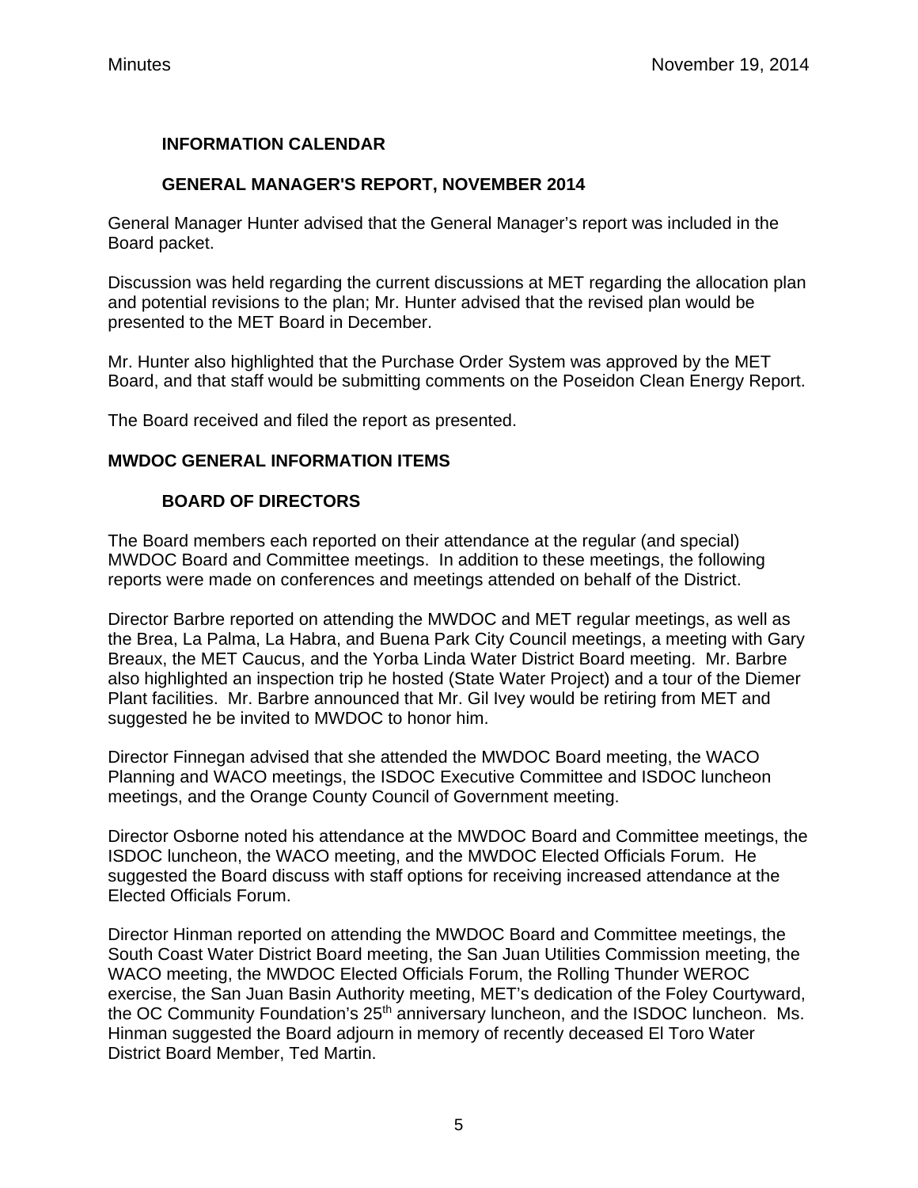### INFORMATION CALENDAR

### GENERAL MANAGER'S REPORT, NOVEMBER 2014

General Manager Hunter advised that the General Manager's report was included in the Board packet.

Discussion was held regarding the current discussions at MET regarding the allocation plan and potential revisions to the plan; Mr. Hunter advised that the revised plan would be presented to the MET Board in December.

Mr. Hunter also highlighted that the Purchase Order System was approved by the MET Board, and that staff would be submitting comments on the Poseidon Clean Energy Report.

The Board received and filed the report as presented.

## MWDOC GENERAL INFORMATION ITEMS

### BOARD OF DIRECTORS

The Board members each reported on their attendance at the regular (and special) MWDOC Board and Committee meetings. In addition to these meetings, the following reports were made on conferences and meetings attended on behalf of the District.

Director Barbre reported on attending the MWDOC and MET regular meetings, as well as the Brea, La Palma, La Habra, and Buena Park City Council meetings, a meeting with Gary Breaux, the MET Caucus, and the Yorba Linda Water District Board meeting. Mr. Barbre also highlighted an inspection trip he hosted (State Water Project) and a tour of the Diemer Plant facilities. Mr. Barbre announced that Mr. Gil Ivey would be retiring from MET and suggested he be invited to MWDOC to honor him.

Director Finnegan advised that she attended the MWDOC Board meeting, the WACO Planning and WACO meetings, the ISDOC Executive Committee and ISDOC luncheon meetings, and the Orange County Council of Government meeting.

Director Osborne noted his attendance at the MWDOC Board and Committee meetings, the ISDOC luncheon, the WACO meeting, and the MWDOC Elected Officials Forum. He suggested the Board discuss with staff options for receiving increased attendance at the Elected Officials Forum.

Director Hinman reported on attending the MWDOC Board and Committee meetings, the South Coast Water District Board meeting, the San Juan Utilities Commission meeting, the WACO meeting, the MWDOC Elected Officials Forum, the Rolling Thunder WEROC exercise, the San Juan Basin Authority meeting, MET's dedication of the Foley Courtyward, the OC Community Foundation's 25th anniversary luncheon, and the ISDOC luncheon. Ms. Hinman suggested the Board adjourn in memory of recently deceased El Toro Water District Board Member, Ted Martin.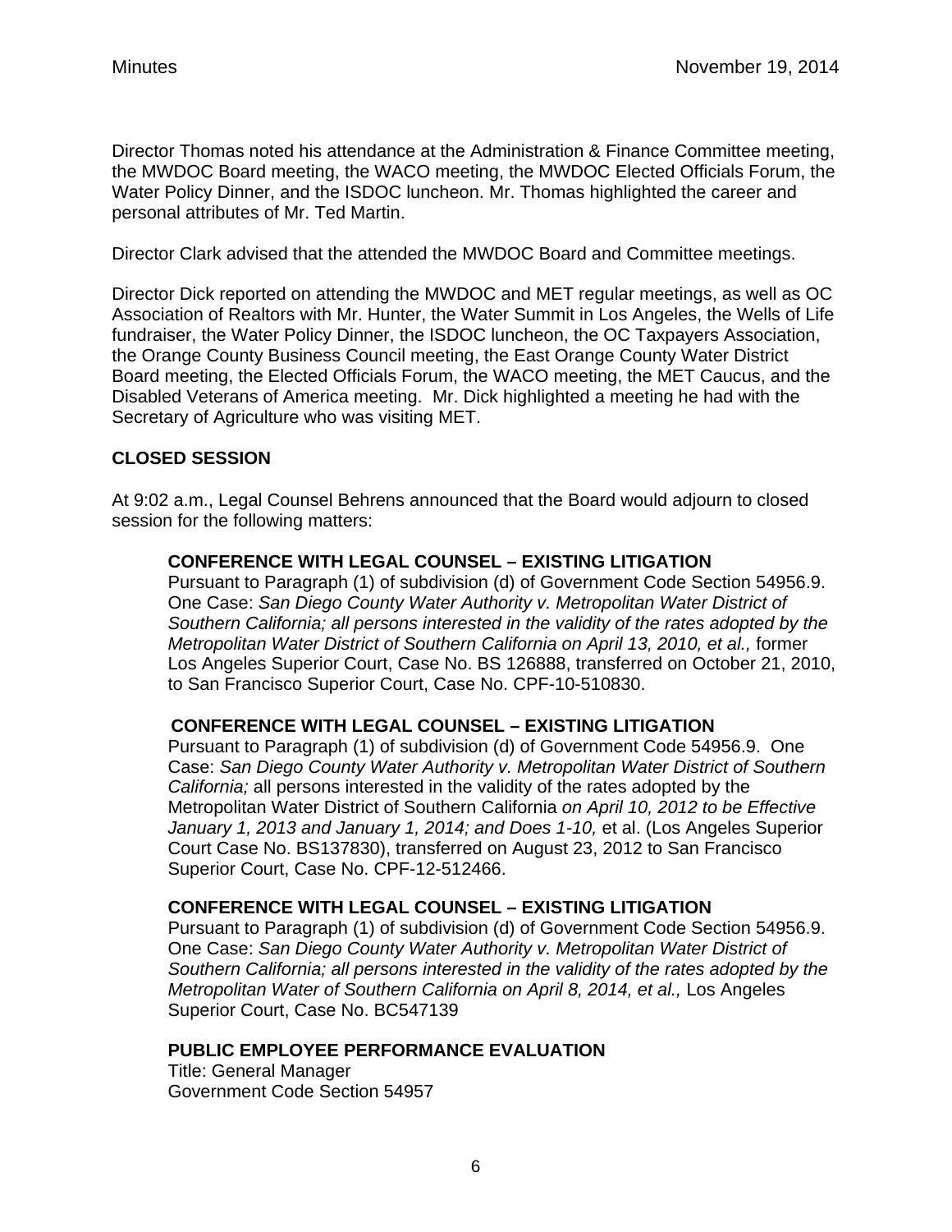Director Thomas noted his attendance at the Administration & Finance Committee meeting, the MWDOC Board meeting, the WACO meeting, the MWDOC Elected Officials Forum, the Water Policy Dinner, and the ISDOC luncheon. Mr. Thomas highlighted the career and personal attributes of Mr. Ted Martin.

Director Clark advised that the attended the MWDOC Board and Committee meetings.

Director Dick reported on attending the MWDOC and MET regular meetings, as well as OC Association of Realtors with Mr. Hunter, the Water Summit in Los Angeles, the Wells of Life fundraiser, the Water Policy Dinner, the ISDOC luncheon, the OC Taxpayers Association, the Orange County Business Council meeting, the East Orange County Water District Board meeting, the Elected Officials Forum, the WACO meeting, the MET Caucus, and the Disabled Veterans of America meeting. Mr. Dick highlighted a meeting he had with the Secretary of Agriculture who was visiting MET.

**CLOSED SESSION**

At 9:02 a.m., Legal Counsel Behrens announced that the Board would adjourn to closed session for the following matters:

> **CONFERENCE WITH LEGAL COUNSEL – EXISTING LITIGATION**
> Pursuant to Paragraph (1) of subdivision (d) of Government Code Section 54956.9. One Case: *San Diego County Water Authority v. Metropolitan Water District of Southern California; all persons interested in the validity of the rates adopted by the Metropolitan Water District of Southern California on April 13, 2010, et al.,* former Los Angeles Superior Court, Case No. BS 126888, transferred on October 21, 2010, to San Francisco Superior Court, Case No. CPF-10-510830.
>
> **CONFERENCE WITH LEGAL COUNSEL – EXISTING LITIGATION**
> Pursuant to Paragraph (1) of subdivision (d) of Government Code 54956.9. One Case: *San Diego County Water Authority v. Metropolitan Water District of Southern California;* all persons interested in the validity of the rates adopted by the Metropolitan Water District of Southern California *on April 10, 2012 to be Effective January 1, 2013 and January 1, 2014; and Does 1-10,* et al. (Los Angeles Superior Court Case No. BS137830), transferred on August 23, 2012 to San Francisco Superior Court, Case No. CPF-12-512466.
>
> **CONFERENCE WITH LEGAL COUNSEL – EXISTING LITIGATION**
> Pursuant to Paragraph (1) of subdivision (d) of Government Code Section 54956.9. One Case: *San Diego County Water Authority v. Metropolitan Water District of Southern California; all persons interested in the validity of the rates adopted by the Metropolitan Water of Southern California on April 8, 2014, et al.,* Los Angeles Superior Court, Case No. BC547139
>
> **PUBLIC EMPLOYEE PERFORMANCE EVALUATION**
> Title: General Manager
> Government Code Section 54957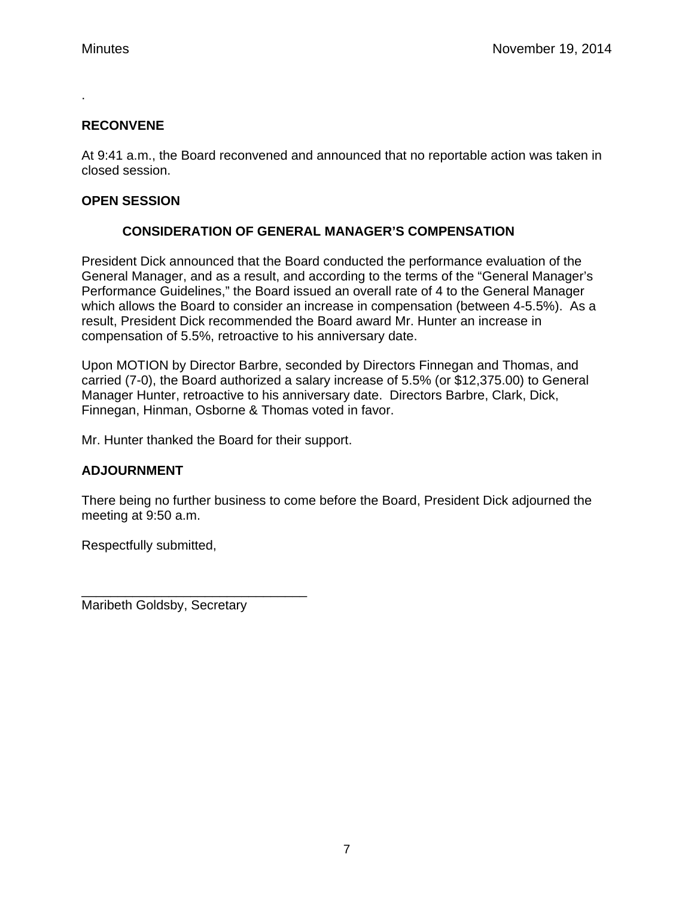.

**RECONVENE**

At 9:41 a.m., the Board reconvened and announced that no reportable action was taken in closed session.

**OPEN SESSION**

**CONSIDERATION OF GENERAL MANAGER'S COMPENSATION**

President Dick announced that the Board conducted the performance evaluation of the General Manager, and as a result, and according to the terms of the "General Manager's Performance Guidelines," the Board issued an overall rate of 4 to the General Manager which allows the Board to consider an increase in compensation (between 4-5.5%). As a result, President Dick recommended the Board award Mr. Hunter an increase in compensation of 5.5%, retroactive to his anniversary date.

Upon MOTION by Director Barbre, seconded by Directors Finnegan and Thomas, and carried (7-0), the Board authorized a salary increase of 5.5% (or $12,375.00) to General Manager Hunter, retroactive to his anniversary date. Directors Barbre, Clark, Dick, Finnegan, Hinman, Osborne & Thomas voted in favor.

Mr. Hunter thanked the Board for their support.

**ADJOURNMENT**

There being no further business to come before the Board, President Dick adjourned the meeting at 9:50 a.m.

Respectfully submitted,

\_\_\_\_\_\_\_\_\_\_\_\_\_\_\_\_\_\_\_\_\_\_\_\_\_\_\_\_\_\_\_\_

Maribeth Goldsby, Secretary